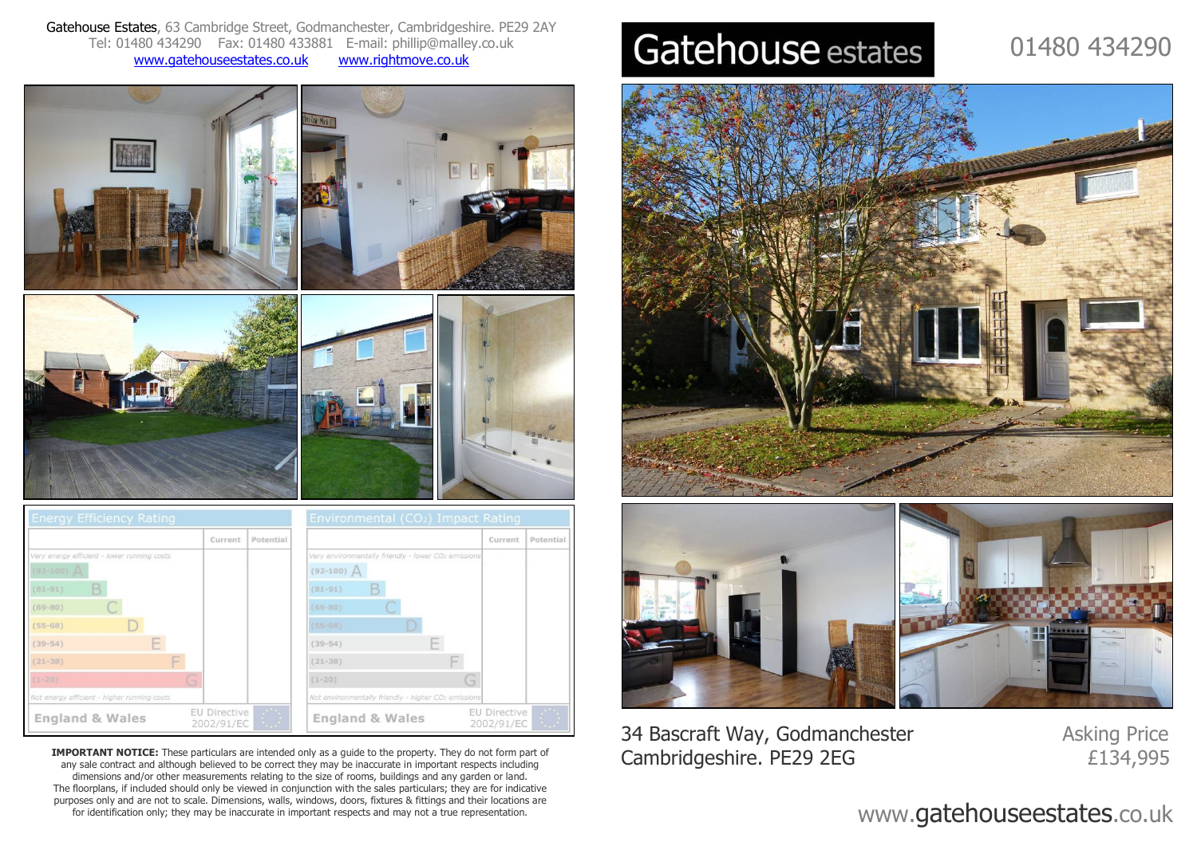Gatehouse Estates, 63 Cambridge Street, Godmanchester, Cambridgeshire. PE29 2AY
Tel: 01480 434290 Fax: 01480 433881 E-mail: phillip@malley.co.uk
www.gatehouseestates.co.uk www.rightmove.co.uk

# Gatehouse estates

01480 434290

| Energy Efficiency Rating | Current | Potential |
|---|---|---|
| Very energy efficient - lower running costs | | |
| (92-100) A | | |
| (81-91) B | | |
| (69-80) C | | |
| (55-68) D | | |
| (39-54) E | | |
| (21-38) F | | |
| (1-20) G | | |
| Not energy efficient - higher running costs | | |
| England & Wales EU Directive 2002/91/EC | | |

| Environmental ($CO_2$) Impact Rating | Current | Potential |
|---|---|---|
| Very environmentally friendly - lower $CO_2$ emissions | | |
| (92-100) A | | |
| (81-91) B | | |
| (69-80) C | | |
| (55-68) D | | |
| (39-54) E | | |
| (21-38) F | | |
| (1-20) G | | |
| Not environmentally friendly - higher $CO_2$ emissions | | |
| England & Wales EU Directive 2002/91/EC | | |

**IMPORTANT NOTICE:** These particulars are intended only as a guide to the property. They do not form part of any sale contract and although believed to be correct they may be inaccurate in important respects including dimensions and/or other measurements relating to the size of rooms, buildings and any garden or land. The floorplans, if included should only be viewed in conjunction with the sales particulars; they are for indicative purposes only and are not to scale. Dimensions, walls, windows, doors, fixtures & fittings and their locations are for identification only; they may be inaccurate in important respects and may not a true representation.

## 34 Bascraft Way, Godmanchester Cambridgeshire. PE29 2EG

Asking Price
£134,995

www.gatehouseestates.co.uk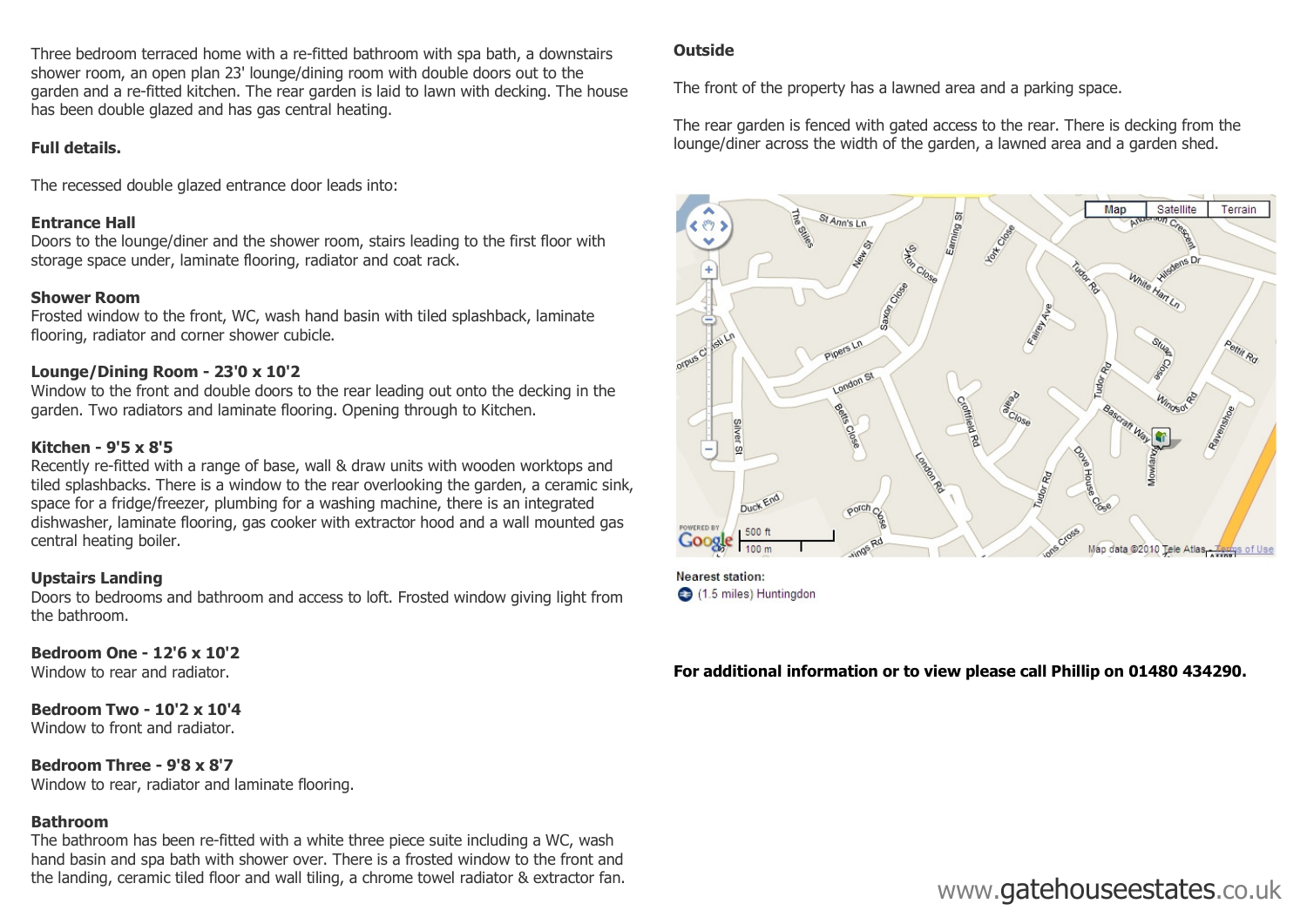Three bedroom terraced home with a re-fitted bathroom with spa bath, a downstairs shower room, an open plan 23' lounge/dining room with double doors out to the garden and a re-fitted kitchen. The rear garden is laid to lawn with decking. The house has been double glazed and has gas central heating.

**Full details.**

The recessed double glazed entrance door leads into:

**Entrance Hall**
Doors to the lounge/diner and the shower room, stairs leading to the first floor with storage space under, laminate flooring, radiator and coat rack.

**Shower Room**
Frosted window to the front, WC, wash hand basin with tiled splashback, laminate flooring, radiator and corner shower cubicle.

**Lounge/Dining Room - 23'0 x 10'2**
Window to the front and double doors to the rear leading out onto the decking in the garden. Two radiators and laminate flooring. Opening through to Kitchen.

**Kitchen - 9'5 x 8'5**
Recently re-fitted with a range of base, wall & draw units with wooden worktops and tiled splashbacks. There is a window to the rear overlooking the garden, a ceramic sink, space for a fridge/freezer, plumbing for a washing machine, there is an integrated dishwasher, laminate flooring, gas cooker with extractor hood and a wall mounted gas central heating boiler.

**Upstairs Landing**
Doors to bedrooms and bathroom and access to loft. Frosted window giving light from the bathroom.

**Bedroom One - 12'6 x 10'2**
Window to rear and radiator.

**Bedroom Two - 10'2 x 10'4**
Window to front and radiator.

**Bedroom Three - 9'8 x 8'7**
Window to rear, radiator and laminate flooring.

**Bathroom**
The bathroom has been re-fitted with a white three piece suite including a WC, wash hand basin and spa bath with shower over. There is a frosted window to the front and the landing, ceramic tiled floor and wall tiling, a chrome towel radiator & extractor fan.

**Outside**

The front of the property has a lawned area and a parking space.

The rear garden is fenced with gated access to the rear. There is decking from the lounge/diner across the width of the garden, a lawned area and a garden shed.

Nearest station:
(1.5 miles) Huntingdon

**For additional information or to view please call Phillip on 01480 434290.**

www.gatehouseestates.co.uk